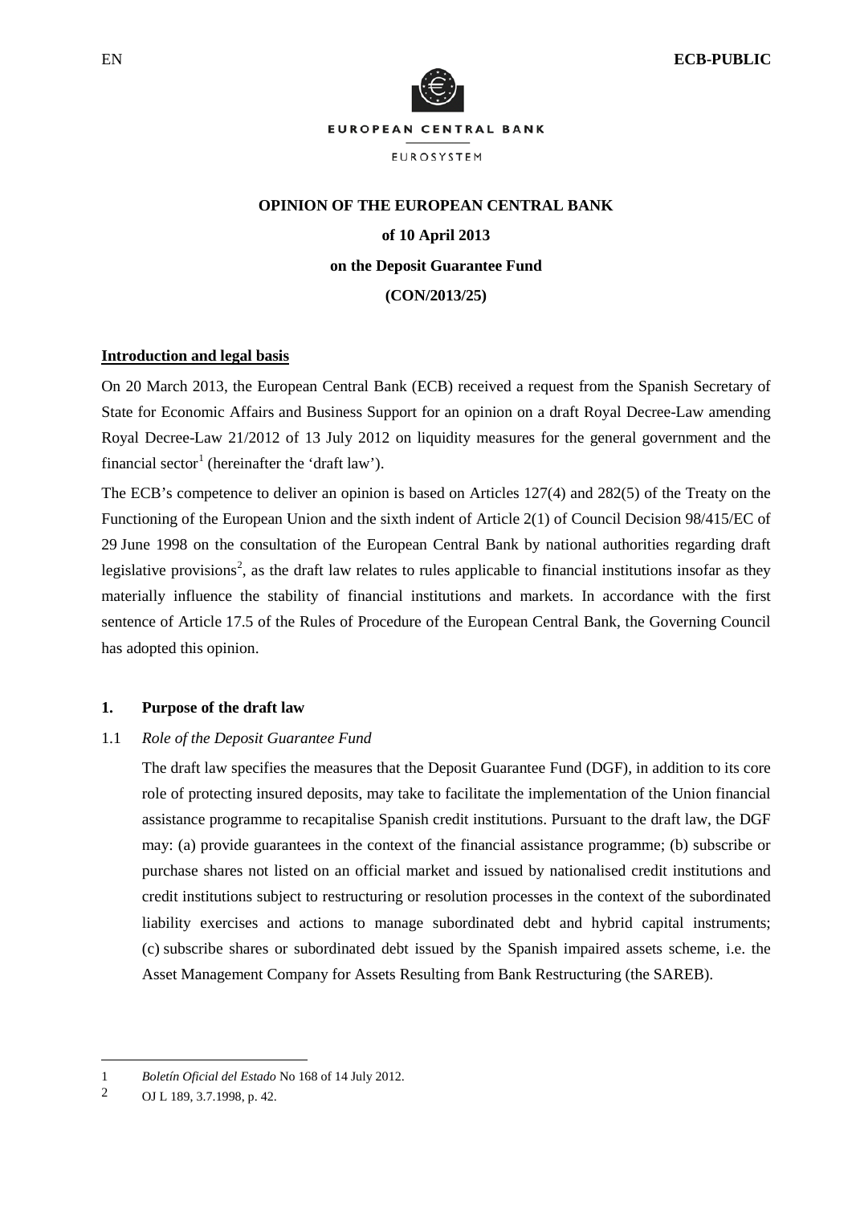EN ECB-PUBLIC

EUROPEAN CENTRAL BANK

EUROSYSTEM

# OPINION OF THE EUROPEAN CENTRAL BANK

## of 10 April 2013

## on the Deposit Guarantee Fund

## (CON/2013/25)

**Introduction and legal basis**

On 20 March 2013, the European Central Bank (ECB) received a request from the Spanish Secretary of State for Economic Affairs and Business Support for an opinion on a draft Royal Decree-Law amending Royal Decree-Law 21/2012 of 13 July 2012 on liquidity measures for the general government and the financial sector[1] (hereinafter the 'draft law').

The ECB's competence to deliver an opinion is based on Articles 127(4) and 282(5) of the Treaty on the Functioning of the European Union and the sixth indent of Article 2(1) of Council Decision 98/415/EC of 29 June 1998 on the consultation of the European Central Bank by national authorities regarding draft legislative provisions[2], as the draft law relates to rules applicable to financial institutions insofar as they materially influence the stability of financial institutions and markets. In accordance with the first sentence of Article 17.5 of the Rules of Procedure of the European Central Bank, the Governing Council has adopted this opinion.

**1. Purpose of the draft law**

1.1 *Role of the Deposit Guarantee Fund*

The draft law specifies the measures that the Deposit Guarantee Fund (DGF), in addition to its core role of protecting insured deposits, may take to facilitate the implementation of the Union financial assistance programme to recapitalise Spanish credit institutions. Pursuant to the draft law, the DGF may: (a) provide guarantees in the context of the financial assistance programme; (b) subscribe or purchase shares not listed on an official market and issued by nationalised credit institutions and credit institutions subject to restructuring or resolution processes in the context of the subordinated liability exercises and actions to manage subordinated debt and hybrid capital instruments; (c) subscribe shares or subordinated debt issued by the Spanish impaired assets scheme, i.e. the Asset Management Company for Assets Resulting from Bank Restructuring (the SAREB).

---

1 *Boletín Oficial del Estado* No 168 of 14 July 2012.

2 OJ L 189, 3.7.1998, p. 42.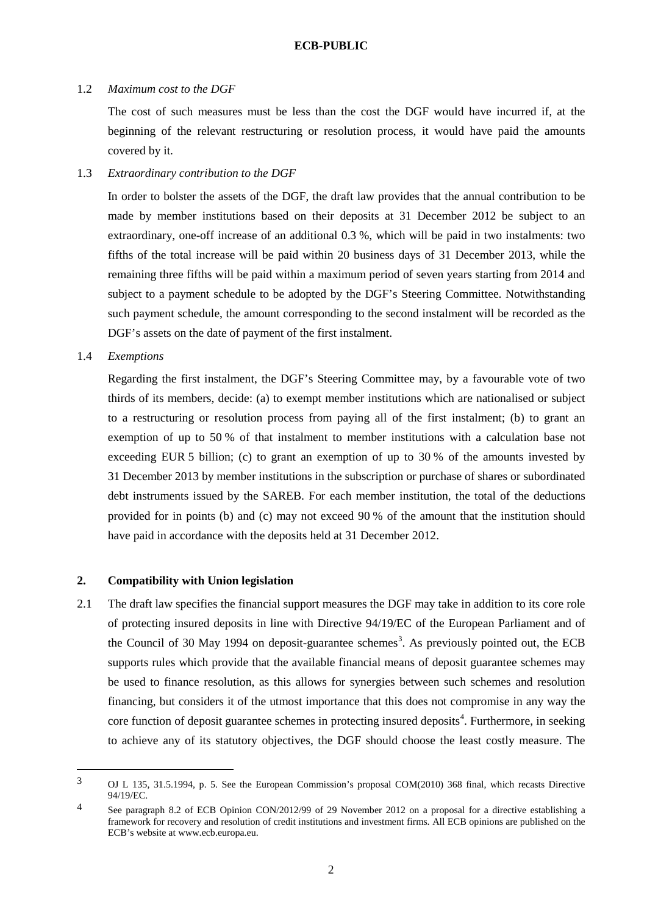1.2 *Maximum cost to the DGF*

The cost of such measures must be less than the cost the DGF would have incurred if, at the beginning of the relevant restructuring or resolution process, it would have paid the amounts covered by it.

1.3 *Extraordinary contribution to the DGF*

In order to bolster the assets of the DGF, the draft law provides that the annual contribution to be made by member institutions based on their deposits at 31 December 2012 be subject to an extraordinary, one-off increase of an additional 0.3 %, which will be paid in two instalments: two fifths of the total increase will be paid within 20 business days of 31 December 2013, while the remaining three fifths will be paid within a maximum period of seven years starting from 2014 and subject to a payment schedule to be adopted by the DGF's Steering Committee. Notwithstanding such payment schedule, the amount corresponding to the second instalment will be recorded as the DGF's assets on the date of payment of the first instalment.

1.4 *Exemptions*

Regarding the first instalment, the DGF's Steering Committee may, by a favourable vote of two thirds of its members, decide: (a) to exempt member institutions which are nationalised or subject to a restructuring or resolution process from paying all of the first instalment; (b) to grant an exemption of up to 50 % of that instalment to member institutions with a calculation base not exceeding EUR 5 billion; (c) to grant an exemption of up to 30 % of the amounts invested by 31 December 2013 by member institutions in the subscription or purchase of shares or subordinated debt instruments issued by the SAREB. For each member institution, the total of the deductions provided for in points (b) and (c) may not exceed 90 % of the amount that the institution should have paid in accordance with the deposits held at 31 December 2012.

## 2. Compatibility with Union legislation

2.1 The draft law specifies the financial support measures the DGF may take in addition to its core role of protecting insured deposits in line with Directive 94/19/EC of the European Parliament and of the Council of 30 May 1994 on deposit-guarantee schemes[3]. As previously pointed out, the ECB supports rules which provide that the available financial means of deposit guarantee schemes may be used to finance resolution, as this allows for synergies between such schemes and resolution financing, but considers it of the utmost importance that this does not compromise in any way the core function of deposit guarantee schemes in protecting insured deposits[4]. Furthermore, in seeking to achieve any of its statutory objectives, the DGF should choose the least costly measure. The

---

[3] OJ L 135, 31.5.1994, p. 5. See the European Commission's proposal COM(2010) 368 final, which recasts Directive 94/19/EC.

[4] See paragraph 8.2 of ECB Opinion CON/2012/99 of 29 November 2012 on a proposal for a directive establishing a framework for recovery and resolution of credit institutions and investment firms. All ECB opinions are published on the ECB's website at www.ecb.europa.eu.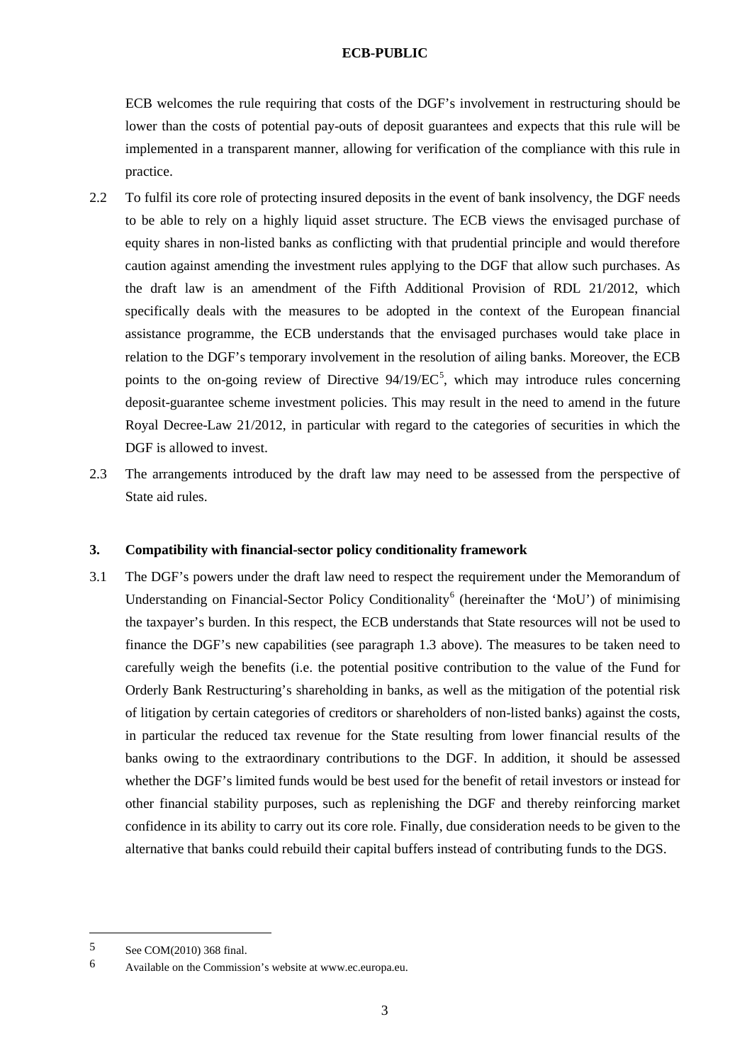ECB welcomes the rule requiring that costs of the DGF's involvement in restructuring should be lower than the costs of potential pay-outs of deposit guarantees and expects that this rule will be implemented in a transparent manner, allowing for verification of the compliance with this rule in practice.

2.2 To fulfil its core role of protecting insured deposits in the event of bank insolvency, the DGF needs to be able to rely on a highly liquid asset structure. The ECB views the envisaged purchase of equity shares in non-listed banks as conflicting with that prudential principle and would therefore caution against amending the investment rules applying to the DGF that allow such purchases. As the draft law is an amendment of the Fifth Additional Provision of RDL 21/2012, which specifically deals with the measures to be adopted in the context of the European financial assistance programme, the ECB understands that the envisaged purchases would take place in relation to the DGF's temporary involvement in the resolution of ailing banks. Moreover, the ECB points to the on-going review of Directive 94/19/EC[5], which may introduce rules concerning deposit-guarantee scheme investment policies. This may result in the need to amend in the future Royal Decree-Law 21/2012, in particular with regard to the categories of securities in which the DGF is allowed to invest.

2.3 The arrangements introduced by the draft law may need to be assessed from the perspective of State aid rules.

## 3. Compatibility with financial-sector policy conditionality framework

3.1 The DGF's powers under the draft law need to respect the requirement under the Memorandum of Understanding on Financial-Sector Policy Conditionality[6] (hereinafter the 'MoU') of minimising the taxpayer's burden. In this respect, the ECB understands that State resources will not be used to finance the DGF's new capabilities (see paragraph 1.3 above). The measures to be taken need to carefully weigh the benefits (i.e. the potential positive contribution to the value of the Fund for Orderly Bank Restructuring's shareholding in banks, as well as the mitigation of the potential risk of litigation by certain categories of creditors or shareholders of non-listed banks) against the costs, in particular the reduced tax revenue for the State resulting from lower financial results of the banks owing to the extraordinary contributions to the DGF. In addition, it should be assessed whether the DGF's limited funds would be best used for the benefit of retail investors or instead for other financial stability purposes, such as replenishing the DGF and thereby reinforcing market confidence in its ability to carry out its core role. Finally, due consideration needs to be given to the alternative that banks could rebuild their capital buffers instead of contributing funds to the DGS.

---

5 See COM(2010) 368 final.

6 Available on the Commission's website at www.ec.europa.eu.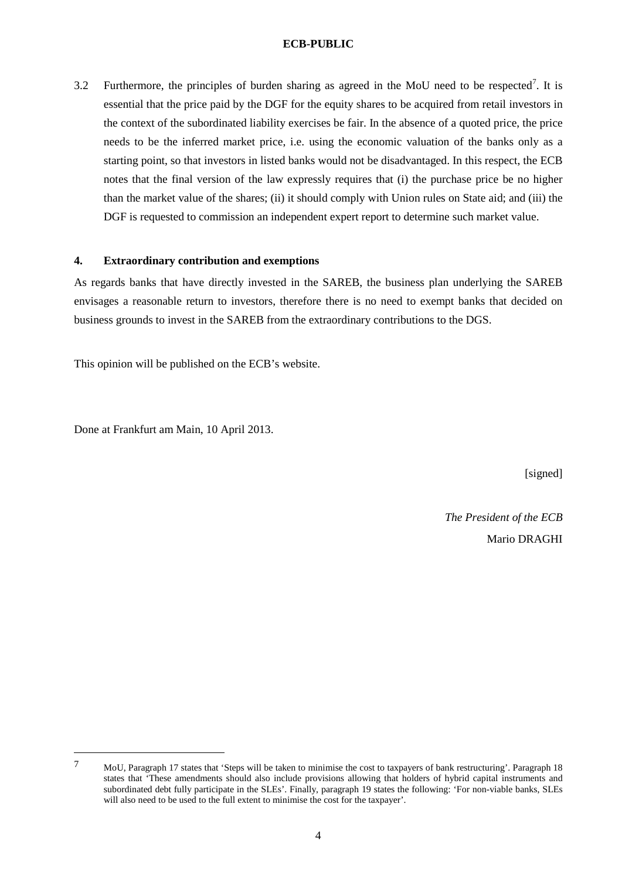3.2 Furthermore, the principles of burden sharing as agreed in the MoU need to be respected[7]. It is essential that the price paid by the DGF for the equity shares to be acquired from retail investors in the context of the subordinated liability exercises be fair. In the absence of a quoted price, the price needs to be the inferred market price, i.e. using the economic valuation of the banks only as a starting point, so that investors in listed banks would not be disadvantaged. In this respect, the ECB notes that the final version of the law expressly requires that (i) the purchase price be no higher than the market value of the shares; (ii) it should comply with Union rules on State aid; and (iii) the DGF is requested to commission an independent expert report to determine such market value.

## 4. Extraordinary contribution and exemptions

As regards banks that have directly invested in the SAREB, the business plan underlying the SAREB envisages a reasonable return to investors, therefore there is no need to exempt banks that decided on business grounds to invest in the SAREB from the extraordinary contributions to the DGS.

This opinion will be published on the ECB's website.

Done at Frankfurt am Main, 10 April 2013.

[signed]

*The President of the ECB*

Mario DRAGHI

---

[7] MoU, Paragraph 17 states that 'Steps will be taken to minimise the cost to taxpayers of bank restructuring'. Paragraph 18 states that 'These amendments should also include provisions allowing that holders of hybrid capital instruments and subordinated debt fully participate in the SLEs'. Finally, paragraph 19 states the following: 'For non-viable banks, SLEs will also need to be used to the full extent to minimise the cost for the taxpayer'.